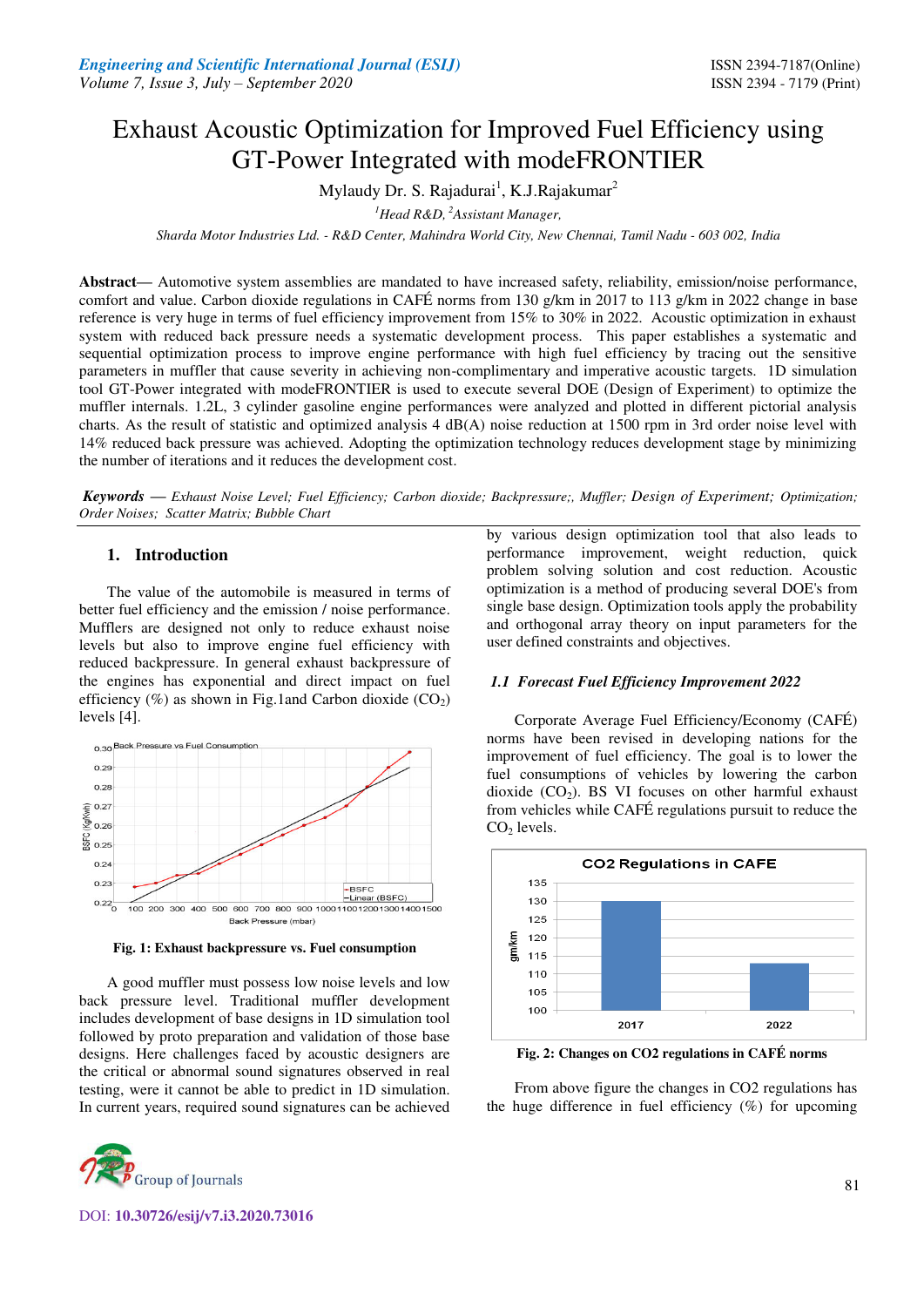# Exhaust Acoustic Optimization for Improved Fuel Efficiency using GT-Power Integrated with modeFRONTIER

Mylaudy Dr. S. Rajadurai[1], K.J.Rajakumar[2]

[1]*Head R&D,* [2]*Assistant Manager,*

*Sharda Motor Industries Ltd. - R&D Center, Mahindra World City, New Chennai, Tamil Nadu - 603 002, India*

**Abstract—** Automotive system assemblies are mandated to have increased safety, reliability, emission/noise performance, comfort and value. Carbon dioxide regulations in CAFÉ norms from 130 g/km in 2017 to 113 g/km in 2022 change in base reference is very huge in terms of fuel efficiency improvement from 15% to 30% in 2022. Acoustic optimization in exhaust system with reduced back pressure needs a systematic development process. This paper establishes a systematic and sequential optimization process to improve engine performance with high fuel efficiency by tracing out the sensitive parameters in muffler that cause severity in achieving non-complimentary and imperative acoustic targets. 1D simulation tool GT-Power integrated with modeFRONTIER is used to execute several DOE (Design of Experiment) to optimize the muffler internals. 1.2L, 3 cylinder gasoline engine performances were analyzed and plotted in different pictorial analysis charts. As the result of statistic and optimized analysis 4 dB(A) noise reduction at 1500 rpm in 3rd order noise level with 14% reduced back pressure was achieved. Adopting the optimization technology reduces development stage by minimizing the number of iterations and it reduces the development cost.

***Keywords*** — *Exhaust Noise Level; Fuel Efficiency; Carbon dioxide; Backpressure;, Muffler; Design of Experiment; Optimization; Order Noises; Scatter Matrix; Bubble Chart*

## 1. Introduction

The value of the automobile is measured in terms of better fuel efficiency and the emission / noise performance. Mufflers are designed not only to reduce exhaust noise levels but also to improve engine fuel efficiency with reduced backpressure. In general exhaust backpressure of the engines has exponential and direct impact on fuel efficiency (%) as shown in Fig.1and Carbon dioxide ($CO_2$) levels [4].

**Fig. 1: Exhaust backpressure vs. Fuel consumption**

A good muffler must possess low noise levels and low back pressure level. Traditional muffler development includes development of base designs in 1D simulation tool followed by proto preparation and validation of those base designs. Here challenges faced by acoustic designers are the critical or abnormal sound signatures observed in real testing, were it cannot be able to predict in 1D simulation. In current years, required sound signatures can be achieved by various design optimization tool that also leads to performance improvement, weight reduction, quick problem solving solution and cost reduction. Acoustic optimization is a method of producing several DOE's from single base design. Optimization tools apply the probability and orthogonal array theory on input parameters for the user defined constraints and objectives.

### *1.1 Forecast Fuel Efficiency Improvement 2022*

Corporate Average Fuel Efficiency/Economy (CAFÉ) norms have been revised in developing nations for the improvement of fuel efficiency. The goal is to lower the fuel consumptions of vehicles by lowering the carbon dioxide ($CO_2$). BS VI focuses on other harmful exhaust from vehicles while CAFÉ regulations pursuit to reduce the $CO_2$ levels.

**Fig. 2: Changes on CO2 regulations in CAFÉ norms**

From above figure the changes in CO2 regulations has the huge difference in fuel efficiency (%) for upcoming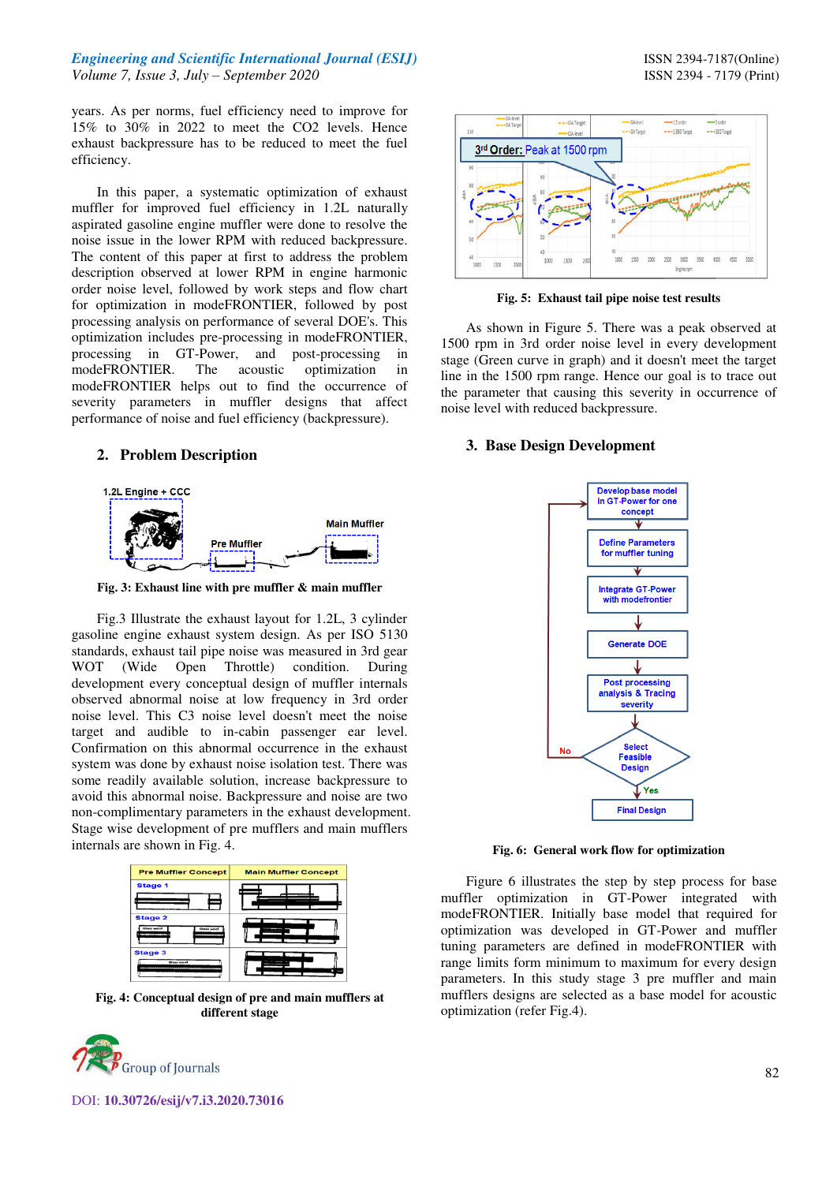years. As per norms, fuel efficiency need to improve for 15% to 30% in 2022 to meet the CO2 levels. Hence exhaust backpressure has to be reduced to meet the fuel efficiency.

In this paper, a systematic optimization of exhaust muffler for improved fuel efficiency in 1.2L naturally aspirated gasoline engine muffler were done to resolve the noise issue in the lower RPM with reduced backpressure. The content of this paper at first to address the problem description observed at lower RPM in engine harmonic order noise level, followed by work steps and flow chart for optimization in modeFRONTIER, followed by post processing analysis on performance of several DOE's. This optimization includes pre-processing in modeFRONTIER, processing in GT-Power, and post-processing in modeFRONTIER. The acoustic optimization in modeFRONTIER helps out to find the occurrence of severity parameters in muffler designs that affect performance of noise and fuel efficiency (backpressure).

## 2. Problem Description

**Fig. 3: Exhaust line with pre muffler & main muffler**

Fig.3 Illustrate the exhaust layout for 1.2L, 3 cylinder gasoline engine exhaust system design. As per ISO 5130 standards, exhaust tail pipe noise was measured in 3rd gear WOT (Wide Open Throttle) condition. During development every conceptual design of muffler internals observed abnormal noise at low frequency in 3rd order noise level. This C3 noise level doesn't meet the noise target and audible to in-cabin passenger ear level. Confirmation on this abnormal occurrence in the exhaust system was done by exhaust noise isolation test. There was some readily available solution, increase backpressure to avoid this abnormal noise. Backpressure and noise are two non-complimentary parameters in the exhaust development. Stage wise development of pre mufflers and main mufflers internals are shown in Fig. 4.

**Fig. 4: Conceptual design of pre and main mufflers at different stage**

**Fig. 5: Exhaust tail pipe noise test results**

As shown in Figure 5. There was a peak observed at 1500 rpm in 3rd order noise level in every development stage (Green curve in graph) and it doesn't meet the target line in the 1500 rpm range. Hence our goal is to trace out the parameter that causing this severity in occurrence of noise level with reduced backpressure.

## 3. Base Design Development

**Fig. 6: General work flow for optimization**

Figure 6 illustrates the step by step process for base muffler optimization in GT-Power integrated with modeFRONTIER. Initially base model that required for optimization was developed in GT-Power and muffler tuning parameters are defined in modeFRONTIER with range limits form minimum to maximum for every design parameters. In this study stage 3 pre muffler and main mufflers designs are selected as a base model for acoustic optimization (refer Fig.4).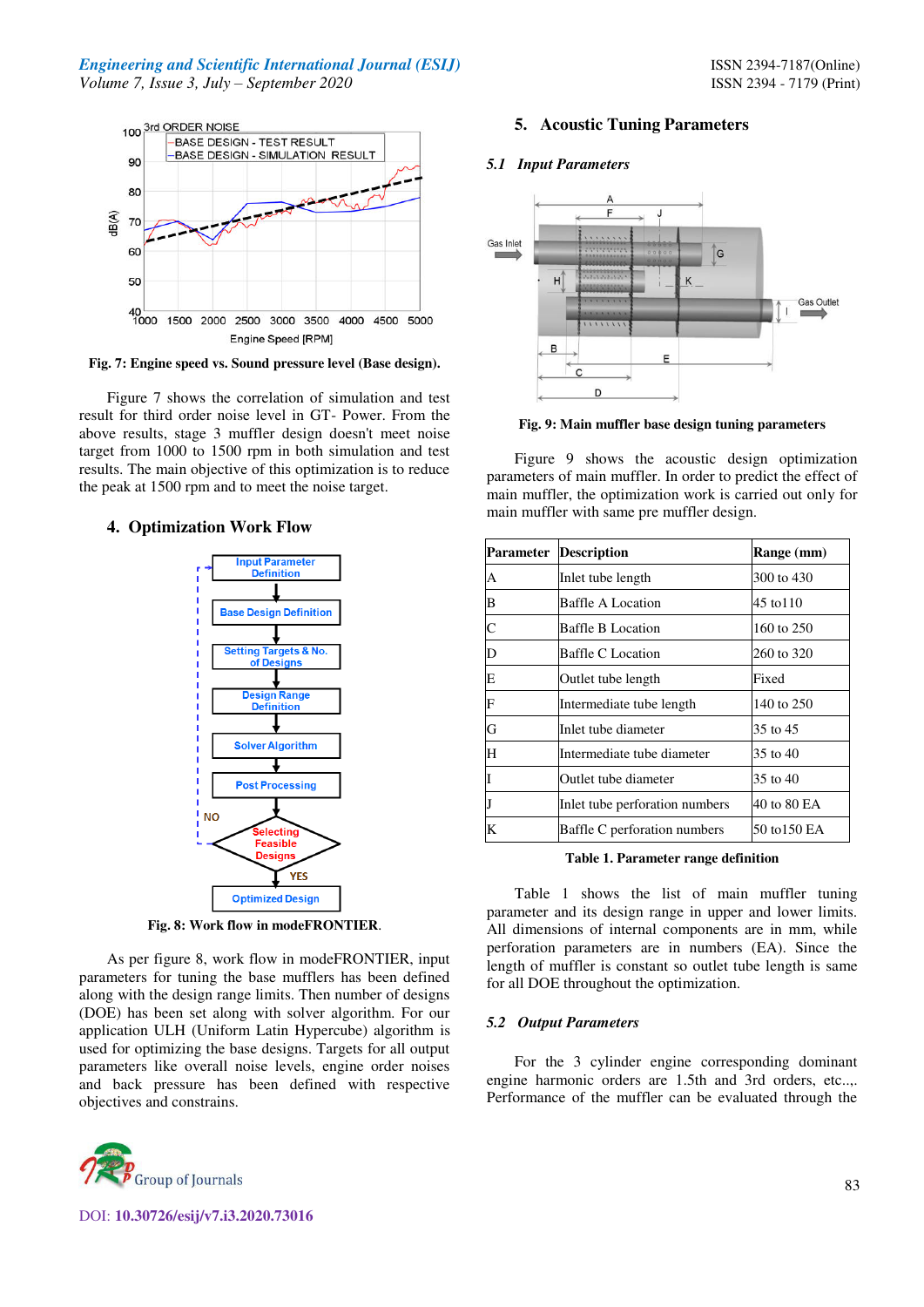Fig. 7: Engine speed vs. Sound pressure level (Base design).

Figure 7 shows the correlation of simulation and test result for third order noise level in GT- Power. From the above results, stage 3 muffler design doesn't meet noise target from 1000 to 1500 rpm in both simulation and test results. The main objective of this optimization is to reduce the peak at 1500 rpm and to meet the noise target.

## 4. Optimization Work Flow

Fig. 8: Work flow in modeFRONTIER.

As per figure 8, work flow in modeFRONTIER, input parameters for tuning the base mufflers has been defined along with the design range limits. Then number of designs (DOE) has been set along with solver algorithm. For our application ULH (Uniform Latin Hypercube) algorithm is used for optimizing the base designs. Targets for all output parameters like overall noise levels, engine order noises and back pressure has been defined with respective objectives and constrains.

## 5. Acoustic Tuning Parameters

### 5.1 Input Parameters

Fig. 9: Main muffler base design tuning parameters

Figure 9 shows the acoustic design optimization parameters of main muffler. In order to predict the effect of main muffler, the optimization work is carried out only for main muffler with same pre muffler design.

| Parameter | Description | Range (mm) |
|---|---|---|
| A | Inlet tube length | 300 to 430 |
| B | Baffle A Location | 45 to110 |
| C | Baffle B Location | 160 to 250 |
| D | Baffle C Location | 260 to 320 |
| E | Outlet tube length | Fixed |
| F | Intermediate tube length | 140 to 250 |
| G | Inlet tube diameter | 35 to 45 |
| H | Intermediate tube diameter | 35 to 40 |
| I | Outlet tube diameter | 35 to 40 |
| J | Inlet tube perforation numbers | 40 to 80 EA |
| K | Baffle C perforation numbers | 50 to150 EA |

Table 1. Parameter range definition

Table 1 shows the list of main muffler tuning parameter and its design range in upper and lower limits. All dimensions of internal components are in mm, while perforation parameters are in numbers (EA). Since the length of muffler is constant so outlet tube length is same for all DOE throughout the optimization.

### 5.2 Output Parameters

For the 3 cylinder engine corresponding dominant engine harmonic orders are 1.5th and 3rd orders, etc..,. Performance of the muffler can be evaluated through the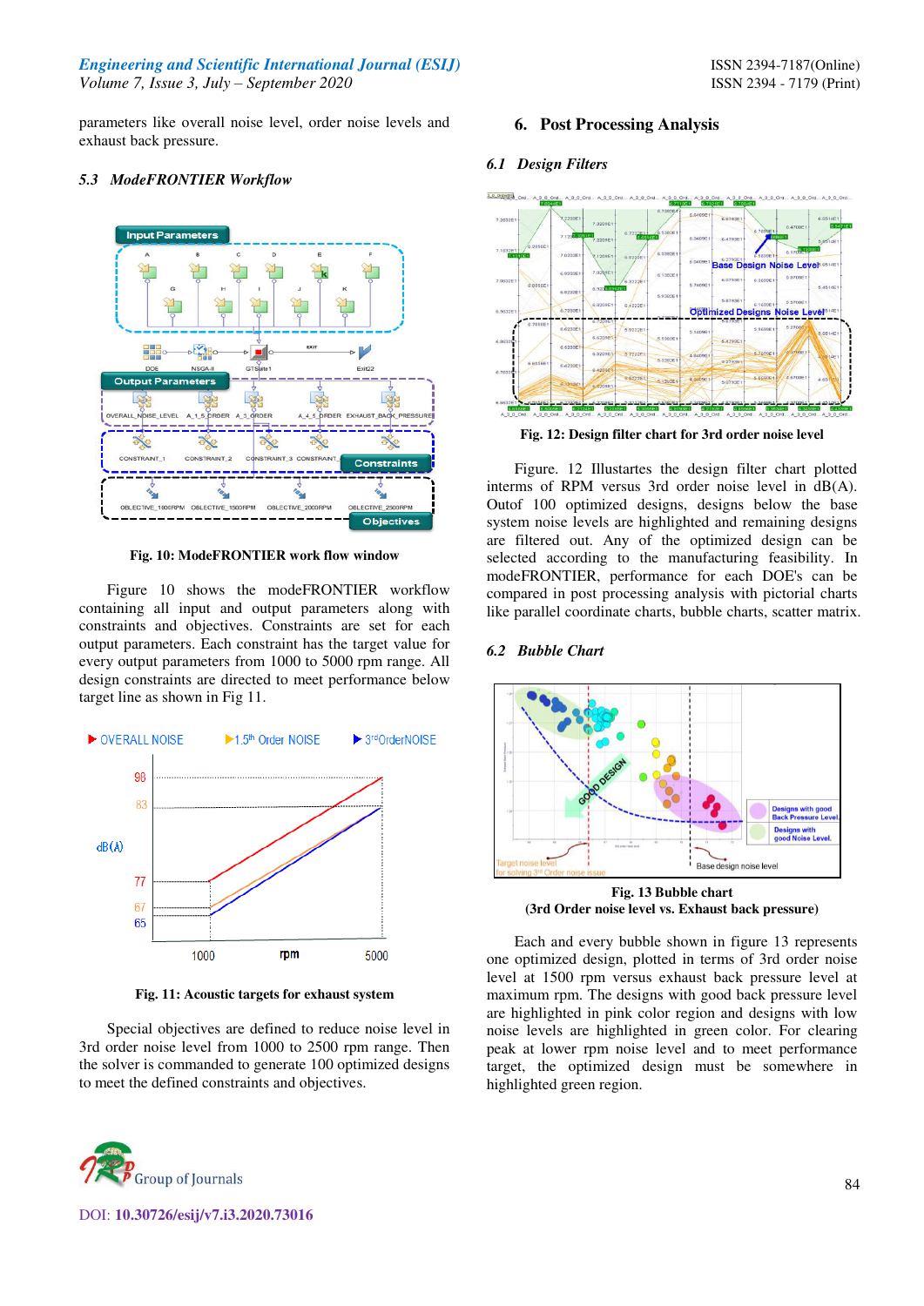parameters like overall noise level, order noise levels and exhaust back pressure.

### *5.3 ModeFRONTIER Workflow*

**Fig. 10: ModeFRONTIER work flow window**

Figure 10 shows the modeFRONTIER workflow containing all input and output parameters along with constraints and objectives. Constraints are set for each output parameters. Each constraint has the target value for every output parameters from 1000 to 5000 rpm range. All design constraints are directed to meet performance below target line as shown in Fig 11.

**Fig. 11: Acoustic targets for exhaust system**

Special objectives are defined to reduce noise level in 3rd order noise level from 1000 to 2500 rpm range. Then the solver is commanded to generate 100 optimized designs to meet the defined constraints and objectives.

## 6. Post Processing Analysis

### *6.1 Design Filters*

**Fig. 12: Design filter chart for 3rd order noise level**

Figure. 12 Illustartes the design filter chart plotted interms of RPM versus 3rd order noise level in dB(A). Outof 100 optimized designs, designs below the base system noise levels are highlighted and remaining designs are filtered out. Any of the optimized design can be selected according to the manufacturing feasibility. In modeFRONTIER, performance for each DOE's can be compared in post processing analysis with pictorial charts like parallel coordinate charts, bubble charts, scatter matrix.

### *6.2 Bubble Chart*

**Fig. 13 Bubble chart**
**(3rd Order noise level vs. Exhaust back pressure)**

Each and every bubble shown in figure 13 represents one optimized design, plotted in terms of 3rd order noise level at 1500 rpm versus exhaust back pressure level at maximum rpm. The designs with good back pressure level are highlighted in pink color region and designs with low noise levels are highlighted in green color. For clearing peak at lower rpm noise level and to meet performance target, the optimized design must be somewhere in highlighted green region.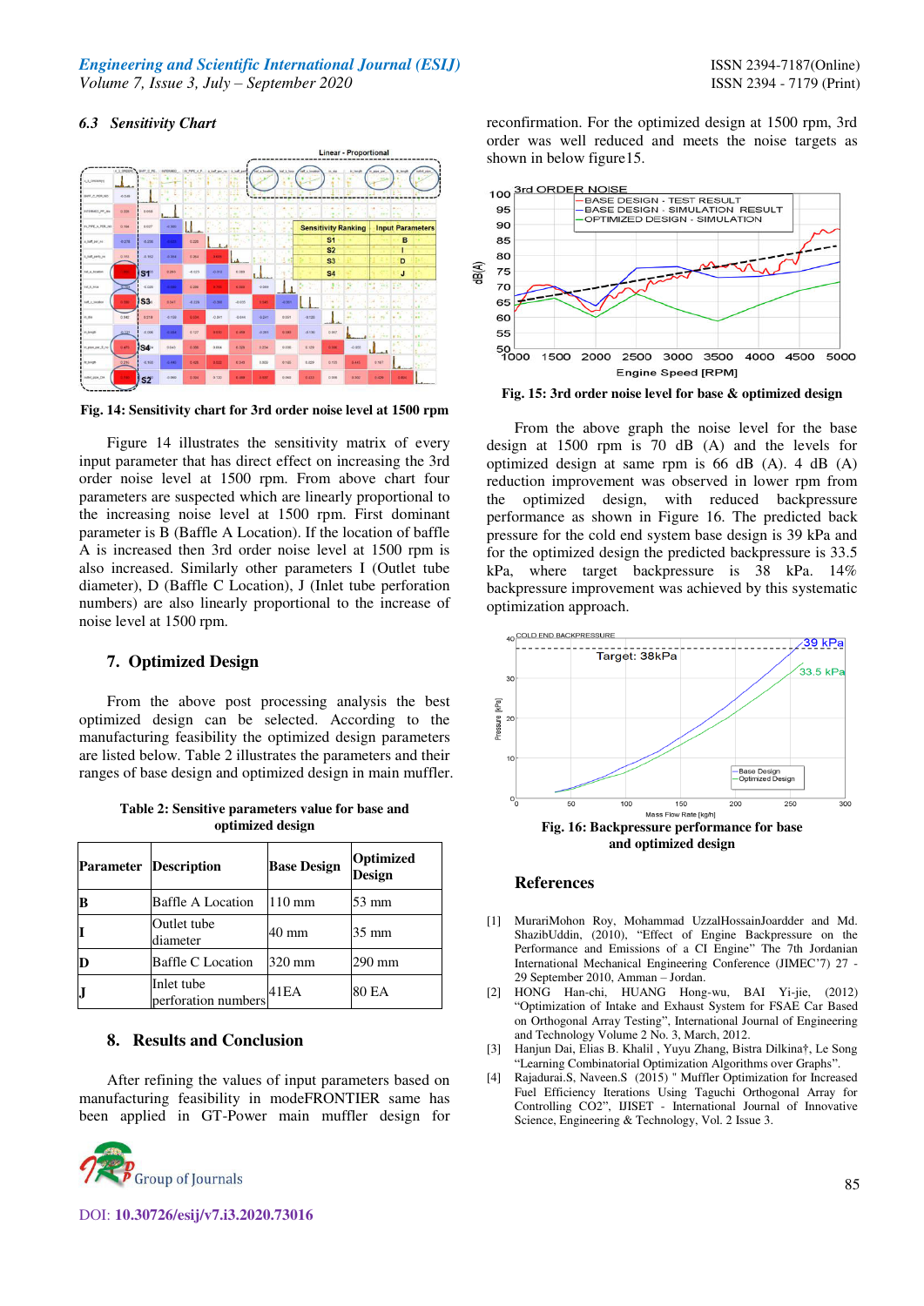### 6.3 Sensitivity Chart

Linear - Proportional

| Sensitivity Ranking | Input Parameters |
|---|---|
| S1 | B |
| S2 | I |
| S3 | D |
| S4 | J |

**Fig. 14: Sensitivity chart for 3rd order noise level at 1500 rpm**

Figure 14 illustrates the sensitivity matrix of every input parameter that has direct effect on increasing the 3rd order noise level at 1500 rpm. From above chart four parameters are suspected which are linearly proportional to the increasing noise level at 1500 rpm. First dominant parameter is B (Baffle A Location). If the location of baffle A is increased then 3rd order noise level at 1500 rpm is also increased. Similarly other parameters I (Outlet tube diameter), D (Baffle C Location), J (Inlet tube perforation numbers) are also linearly proportional to the increase of noise level at 1500 rpm.

## 7. Optimized Design

From the above post processing analysis the best optimized design can be selected. According to the manufacturing feasibility the optimized design parameters are listed below. Table 2 illustrates the parameters and their ranges of base design and optimized design in main muffler.

**Table 2: Sensitive parameters value for base and optimized design**

| Parameter | Description | Base Design | Optimized Design |
|---|---|---|---|
| B | Baffle A Location | 110 mm | 53 mm |
| I | Outlet tube diameter | 40 mm | 35 mm |
| D | Baffle C Location | 320 mm | 290 mm |
| J | Inlet tube perforation numbers | 41EA | 80 EA |

## 8. Results and Conclusion

After refining the values of input parameters based on manufacturing feasibility in modeFRONTIER same has been applied in GT-Power main muffler design for reconfirmation. For the optimized design at 1500 rpm, 3rd order was well reduced and meets the noise targets as shown in below figure15.

3rd ORDER NOISE
BASE DESIGN - TEST RESULT
BASE DESIGN - SIMULATION RESULT
OPTIMIZED DESIGN - SIMULATION
dB(A)
100 95 90 85 80 75 70 65 60 55 50
1000 1500 2000 2500 3000 3500 4000 4500 5000
Engine Speed [RPM]

**Fig. 15: 3rd order noise level for base & optimized design**

From the above graph the noise level for the base design at 1500 rpm is 70 dB (A) and the levels for optimized design at same rpm is 66 dB (A). 4 dB (A) reduction improvement was observed in lower rpm from the optimized design, with reduced backpressure performance as shown in Figure 16. The predicted back pressure for the cold end system base design is 39 kPa and for the optimized design the predicted backpressure is 33.5 kPa, where target backpressure is 38 kPa. 14% backpressure improvement was achieved by this systematic optimization approach.

COLD END BACKPRESSURE
Target: 38kPa
39 kPa
33.5 kPa
Pressure [kPa]
40 30 20 10 0
0 50 100 150 200 250 300
Mass Flow Rate [kg/h]
Base Design
Optimized Design

**Fig. 16: Backpressure performance for base and optimized design**

## References

[1] MurariMohon Roy, Mohammad UzzalHossainJoardder and Md. ShazibUddin, (2010), "Effect of Engine Backpressure on the Performance and Emissions of a CI Engine" The 7th Jordanian International Mechanical Engineering Conference (JIMEC'7) 27 - 29 September 2010, Amman – Jordan.

[2] HONG Han-chi, HUANG Hong-wu, BAI Yi-jie, (2012) "Optimization of Intake and Exhaust System for FSAE Car Based on Orthogonal Array Testing", International Journal of Engineering and Technology Volume 2 No. 3, March, 2012.

[3] Hanjun Dai, Elias B. Khalil , Yuyu Zhang, Bistra Dilkina†, Le Song "Learning Combinatorial Optimization Algorithms over Graphs".

[4] Rajadurai.S, Naveen.S (2015) " Muffler Optimization for Increased Fuel Efficiency Iterations Using Taguchi Orthogonal Array for Controlling CO2", IJISET - International Journal of Innovative Science, Engineering & Technology, Vol. 2 Issue 3.

DOI: 10.30726/esij/v7.i3.2020.73016